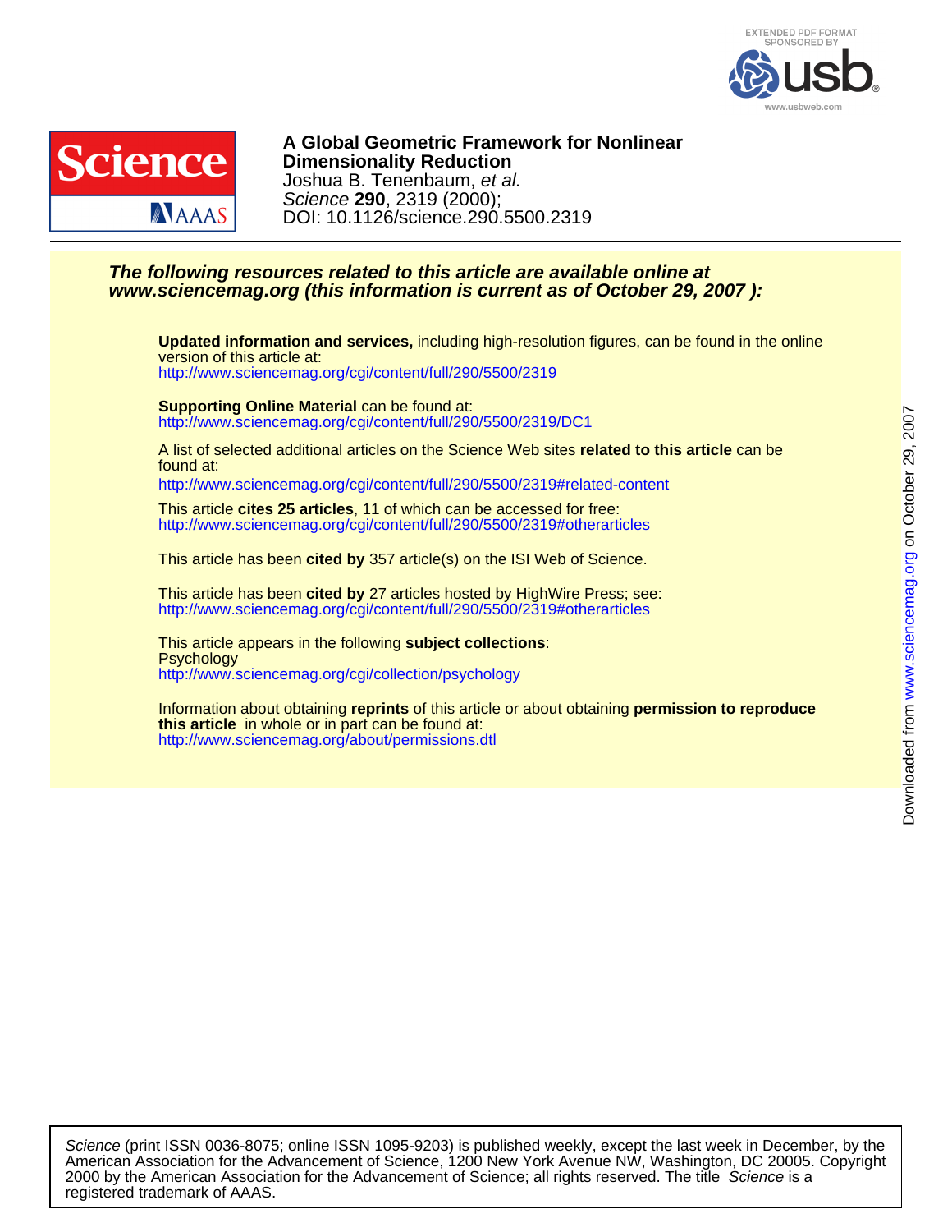# A Global Geometric Framework for Nonlinear Dimensionality Reduction

Joshua B. Tenenbaum, *et al.*

*Science* **290**, 2319 (2000);

DOI: 10.1126/science.290.5500.2319

***The following resources related to this article are available online at www.sciencemag.org (this information is current as of October 29, 2007 ):***

**Updated information and services,** including high-resolution figures, can be found in the online version of this article at:
http://www.sciencemag.org/cgi/content/full/290/5500/2319

**Supporting Online Material** can be found at:
http://www.sciencemag.org/cgi/content/full/290/5500/2319/DC1

A list of selected additional articles on the Science Web sites **related to this article** can be found at:
http://www.sciencemag.org/cgi/content/full/290/5500/2319#related-content

This article **cites 25 articles**, 11 of which can be accessed for free:
http://www.sciencemag.org/cgi/content/full/290/5500/2319#otherarticles

This article has been **cited by** 357 article(s) on the ISI Web of Science.

This article has been **cited by** 27 articles hosted by HighWire Press; see:
http://www.sciencemag.org/cgi/content/full/290/5500/2319#otherarticles

This article appears in the following **subject collections**:
Psychology
http://www.sciencemag.org/cgi/collection/psychology

Information about obtaining **reprints** of this article or about obtaining **permission to reproduce this article** in whole or in part can be found at:
http://www.sciencemag.org/about/permissions.dtl

Downloaded from www.sciencemag.org on October 29, 2007

*Science* (print ISSN 0036-8075; online ISSN 1095-9203) is published weekly, except the last week in December, by the American Association for the Advancement of Science, 1200 New York Avenue NW, Washington, DC 20005. Copyright 2000 by the American Association for the Advancement of Science; all rights reserved. The title *Science* is a registered trademark of AAAS.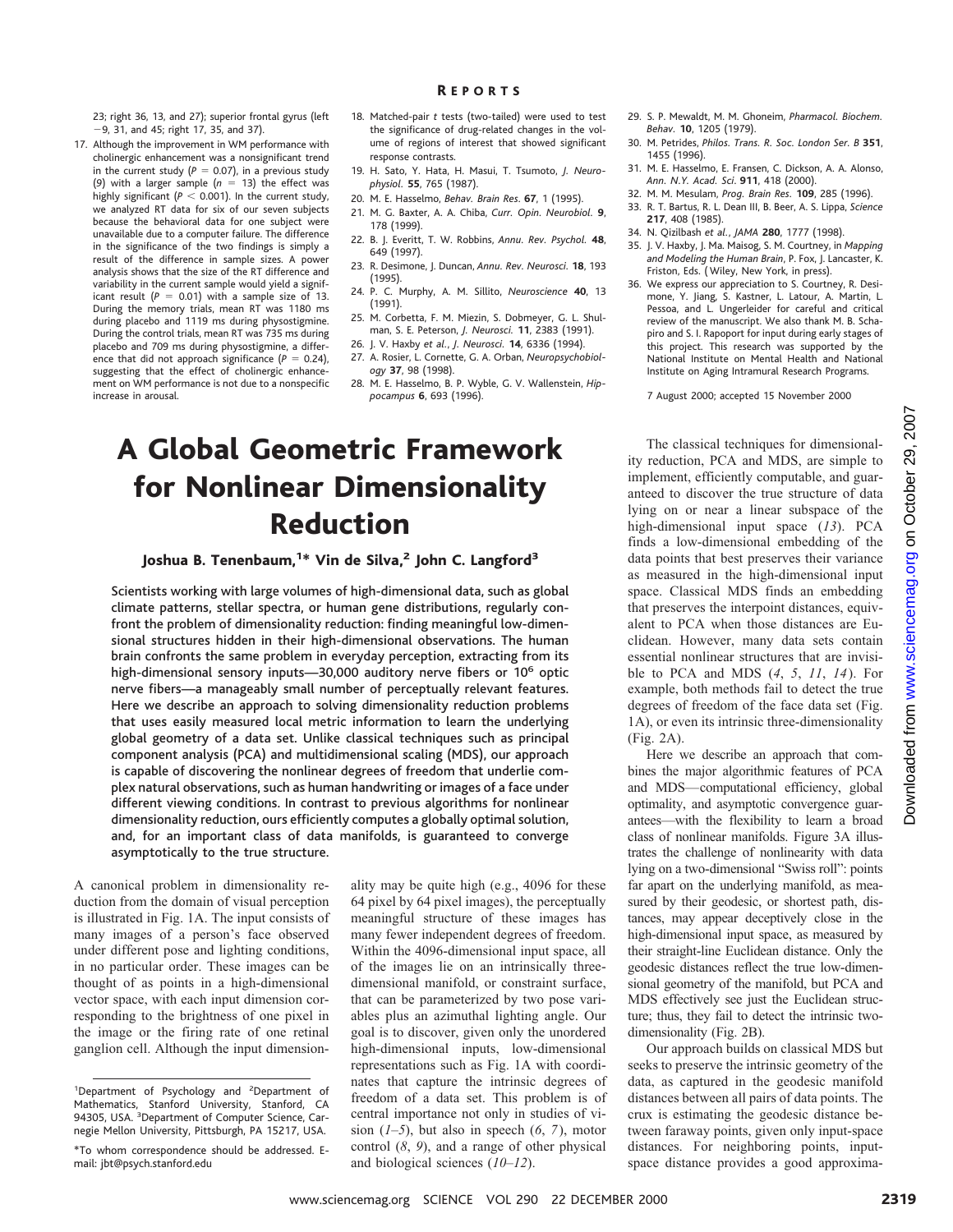23; right 36, 13, and 27); superior frontal gyrus (left −9, 31, and 45; right 17, 35, and 37).

17. Although the improvement in WM performance with cholinergic enhancement was a nonsignificant trend in the current study ($P = 0.07$), in a previous study (9) with a larger sample ($n = 13$) the effect was highly significant ($P < 0.001$). In the current study, we analyzed RT data for six of our seven subjects because the behavioral data for one subject were unavailable due to a computer failure. The difference in the significance of the two findings is simply a result of the difference in sample sizes. A power analysis shows that the size of the RT difference and variability in the current sample would yield a significant result ($P = 0.01$) with a sample size of 13. During the memory trials, mean RT was 1180 ms during placebo and 1119 ms during physostigmine. During the control trials, mean RT was 735 ms during placebo and 709 ms during physostigmine, a difference that did not approach significance ($P = 0.24$), suggesting that the effect of cholinergic enhancement on WM performance is not due to a nonspecific increase in arousal.
18. Matched-pair *t* tests (two-tailed) were used to test the significance of drug-related changes in the volume of regions of interest that showed significant response contrasts.
19. H. Sato, Y. Hata, H. Masui, T. Tsumoto, *J. Neurophysiol.* **55**, 765 (1987).
20. M. E. Hasselmo, *Behav. Brain Res.* **67**, 1 (1995).
21. M. G. Baxter, A. A. Chiba, *Curr. Opin. Neurobiol.* **9**, 178 (1999).
22. B. J. Everitt, T. W. Robbins, *Annu. Rev. Psychol.* **48**, 649 (1997).
23. R. Desimone, J. Duncan, *Annu. Rev. Neurosci.* **18**, 193 (1995).
24. P. C. Murphy, A. M. Sillito, *Neuroscience* **40**, 13 (1991).
25. M. Corbetta, F. M. Miezin, S. Dobmeyer, G. L. Shulman, S. E. Peterson, *J. Neurosci.* **11**, 2383 (1991).
26. J. V. Haxby *et al.*, *J. Neurosci.* **14**, 6336 (1994).
27. A. Rosier, L. Cornette, G. A. Orban, *Neuropsychobiology* **37**, 98 (1998).
28. M. E. Hasselmo, B. P. Wyble, G. V. Wallenstein, *Hippocampus* **6**, 693 (1996).
29. S. P. Mewaldt, M. M. Ghoneim, *Pharmacol. Biochem. Behav.* **10**, 1205 (1979).
30. M. Petrides, *Philos. Trans. R. Soc. London Ser. B* **351**, 1455 (1996).
31. M. E. Hasselmo, E. Fransen, C. Dickson, A. A. Alonso, *Ann. N.Y. Acad. Sci.* **911**, 418 (2000).
32. M. M. Mesulam, *Prog. Brain Res.* **109**, 285 (1996).
33. R. T. Bartus, R. L. Dean III, B. Beer, A. S. Lippa, *Science* **217**, 408 (1985).
34. N. Qizilbash *et al.*, *JAMA* **280**, 1777 (1998).
35. J. V. Haxby, J. Ma. Maisog, S. M. Courtney, in *Mapping and Modeling the Human Brain*, P. Fox, J. Lancaster, K. Friston, Eds. (Wiley, New York, in press).
36. We express our appreciation to S. Courtney, R. Desimone, Y. Jiang, S. Kastner, L. Latour, A. Martin, L. Pessoa, and L. Ungerleider for careful and critical review of the manuscript. We also thank M. B. Schapiro and S. I. Rapoport for input during early stages of this project. This research was supported by the National Institute on Mental Health and National Institute on Aging Intramural Research Programs.

7 August 2000; accepted 15 November 2000

# A Global Geometric Framework for Nonlinear Dimensionality Reduction

**Joshua B. Tenenbaum,[1]* Vin de Silva,[2] John C. Langford[3]**

**Scientists working with large volumes of high-dimensional data, such as global climate patterns, stellar spectra, or human gene distributions, regularly confront the problem of dimensionality reduction: finding meaningful low-dimensional structures hidden in their high-dimensional observations. The human brain confronts the same problem in everyday perception, extracting from its high-dimensional sensory inputs—30,000 auditory nerve fibers or $10^6$ optic nerve fibers—a manageably small number of perceptually relevant features. Here we describe an approach to solving dimensionality reduction problems that uses easily measured local metric information to learn the underlying global geometry of a data set. Unlike classical techniques such as principal component analysis (PCA) and multidimensional scaling (MDS), our approach is capable of discovering the nonlinear degrees of freedom that underlie complex natural observations, such as human handwriting or images of a face under different viewing conditions. In contrast to previous algorithms for nonlinear dimensionality reduction, ours efficiently computes a globally optimal solution, and, for an important class of data manifolds, is guaranteed to converge asymptotically to the true structure.**

A canonical problem in dimensionality reduction from the domain of visual perception is illustrated in Fig. 1A. The input consists of many images of a person's face observed under different pose and lighting conditions, in no particular order. These images can be thought of as points in a high-dimensional vector space, with each input dimension corresponding to the brightness of one pixel in the image or the firing rate of one retinal ganglion cell. Although the input dimensionality may be quite high (e.g., 4096 for these 64 pixel by 64 pixel images), the perceptually meaningful structure of these images has many fewer independent degrees of freedom. Within the 4096-dimensional input space, all of the images lie on an intrinsically three-dimensional manifold, or constraint surface, that can be parameterized by two pose variables plus an azimuthal lighting angle. Our goal is to discover, given only the unordered high-dimensional inputs, low-dimensional representations such as Fig. 1A with coordinates that capture the intrinsic degrees of freedom of a data set. This problem is of central importance not only in studies of vision (*1*–*5*), but also in speech (*6*, *7*), motor control (*8*, *9*), and a range of other physical and biological sciences (*10*–*12*).

The classical techniques for dimensionality reduction, PCA and MDS, are simple to implement, efficiently computable, and guaranteed to discover the true structure of data lying on or near a linear subspace of the high-dimensional input space (*13*). PCA finds a low-dimensional embedding of the data points that best preserves their variance as measured in the high-dimensional input space. Classical MDS finds an embedding that preserves the interpoint distances, equivalent to PCA when those distances are Euclidean. However, many data sets contain essential nonlinear structures that are invisible to PCA and MDS (*4*, *5*, *11*, *14*). For example, both methods fail to detect the true degrees of freedom of the face data set (Fig. 1A), or even its intrinsic three-dimensionality (Fig. 2A).

Here we describe an approach that combines the major algorithmic features of PCA and MDS—computational efficiency, global optimality, and asymptotic convergence guarantees—with the flexibility to learn a broad class of nonlinear manifolds. Figure 3A illustrates the challenge of nonlinearity with data lying on a two-dimensional "Swiss roll": points far apart on the underlying manifold, as measured by their geodesic, or shortest path, distances, may appear deceptively close in the high-dimensional input space, as measured by their straight-line Euclidean distance. Only the geodesic distances reflect the true low-dimensional geometry of the manifold, but PCA and MDS effectively see just the Euclidean structure; thus, they fail to detect the intrinsic two-dimensionality (Fig. 2B).

Our approach builds on classical MDS but seeks to preserve the intrinsic geometry of the data, as captured in the geodesic manifold distances between all pairs of data points. The crux is estimating the geodesic distance between faraway points, given only input-space distances. For neighboring points, input-space distance provides a good approxima-

[1]Department of Psychology and [2]Department of Mathematics, Stanford University, Stanford, CA 94305, USA. [3]Department of Computer Science, Carnegie Mellon University, Pittsburgh, PA 15217, USA.

*To whom correspondence should be addressed. E-mail: jbt@psych.stanford.edu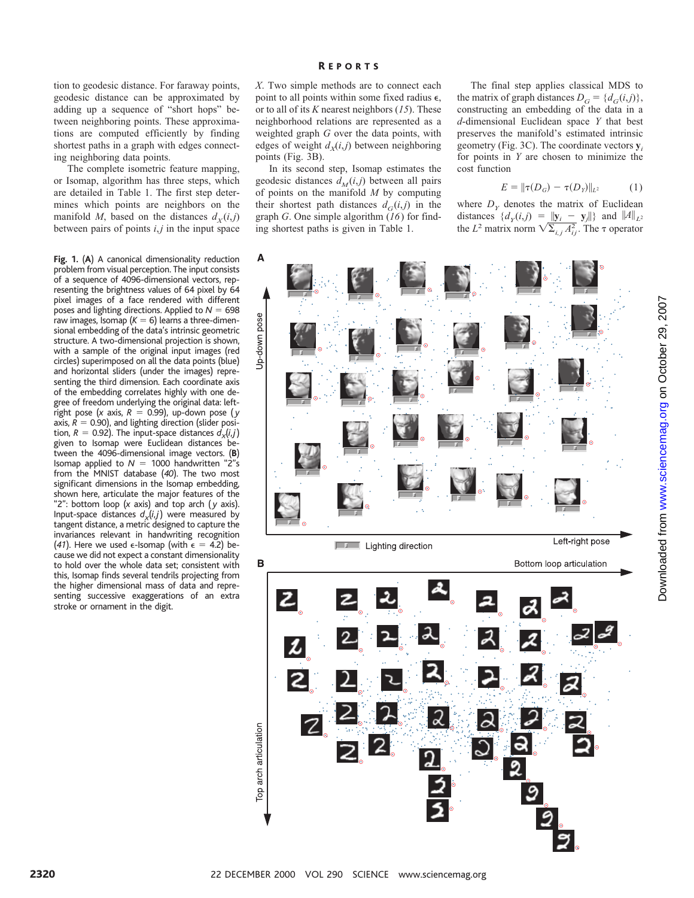tion to geodesic distance. For faraway points, geodesic distance can be approximated by adding up a sequence of "short hops" between neighboring points. These approximations are computed efficiently by finding shortest paths in a graph with edges connecting neighboring data points.

The complete isometric feature mapping, or Isomap, algorithm has three steps, which are detailed in Table 1. The first step determines which points are neighbors on the manifold $M$, based on the distances $d_X(i,j)$ between pairs of points $i,j$ in the input space $X$. Two simple methods are to connect each point to all points within some fixed radius $\epsilon$, or to all of its $K$ nearest neighbors (*15*). These neighborhood relations are represented as a weighted graph $G$ over the data points, with edges of weight $d_X(i,j)$ between neighboring points (Fig. 3B).

In its second step, Isomap estimates the geodesic distances $d_M(i,j)$ between all pairs of points on the manifold $M$ by computing their shortest path distances $d_G(i,j)$ in the graph $G$. One simple algorithm (*16*) for finding shortest paths is given in Table 1.

The final step applies classical MDS to the matrix of graph distances $D_G = \{d_G(i,j)\}$, constructing an embedding of the data in a $d$-dimensional Euclidean space $Y$ that best preserves the manifold's estimated intrinsic geometry (Fig. 3C). The coordinate vectors $\mathbf{y}_i$ for points in $Y$ are chosen to minimize the cost function

$$E = \|\tau(D_G) - \tau(D_Y)\|_{L^2} \qquad (1)$$

where $D_Y$ denotes the matrix of Euclidean distances $\{d_Y(i,j) = \|\mathbf{y}_i - \mathbf{y}_j\|\}$ and $\|A\|_{L^2}$ the $L^2$ matrix norm $\sqrt{\Sigma_{i,j} A_{ij}^2}$. The $\tau$ operator

**Fig. 1.** (**A**) A canonical dimensionality reduction problem from visual perception. The input consists of a sequence of 4096-dimensional vectors, representing the brightness values of 64 pixel by 64 pixel images of a face rendered with different poses and lighting directions. Applied to $N = 698$ raw images, Isomap ($K = 6$) learns a three-dimensional embedding of the data's intrinsic geometric structure. A two-dimensional projection is shown, with a sample of the original input images (red circles) superimposed on all the data points (blue) and horizontal sliders (under the images) representing the third dimension. Each coordinate axis of the embedding correlates highly with one degree of freedom underlying the original data: left-right pose ($x$ axis, $R = 0.99$), up-down pose ($y$ axis, $R = 0.90$), and lighting direction (slider position, $R = 0.92$). The input-space distances $d_X(i,j)$ given to Isomap were Euclidean distances between the 4096-dimensional image vectors. (**B**) Isomap applied to $N = 1000$ handwritten "2"s from the MNIST database (*40*). The two most significant dimensions in the Isomap embedding, shown here, articulate the major features of the "2": bottom loop ($x$ axis) and top arch ($y$ axis). Input-space distances $d_X(i,j)$ were measured by tangent distance, a metric designed to capture the invariances relevant in handwriting recognition (*41*). Here we used $\epsilon$-Isomap (with $\epsilon = 4.2$) because we did not expect a constant dimensionality to hold over the whole data set; consistent with this, Isomap finds several tendrils projecting from the higher dimensional mass of data and representing successive exaggerations of an extra stroke or ornament in the digit.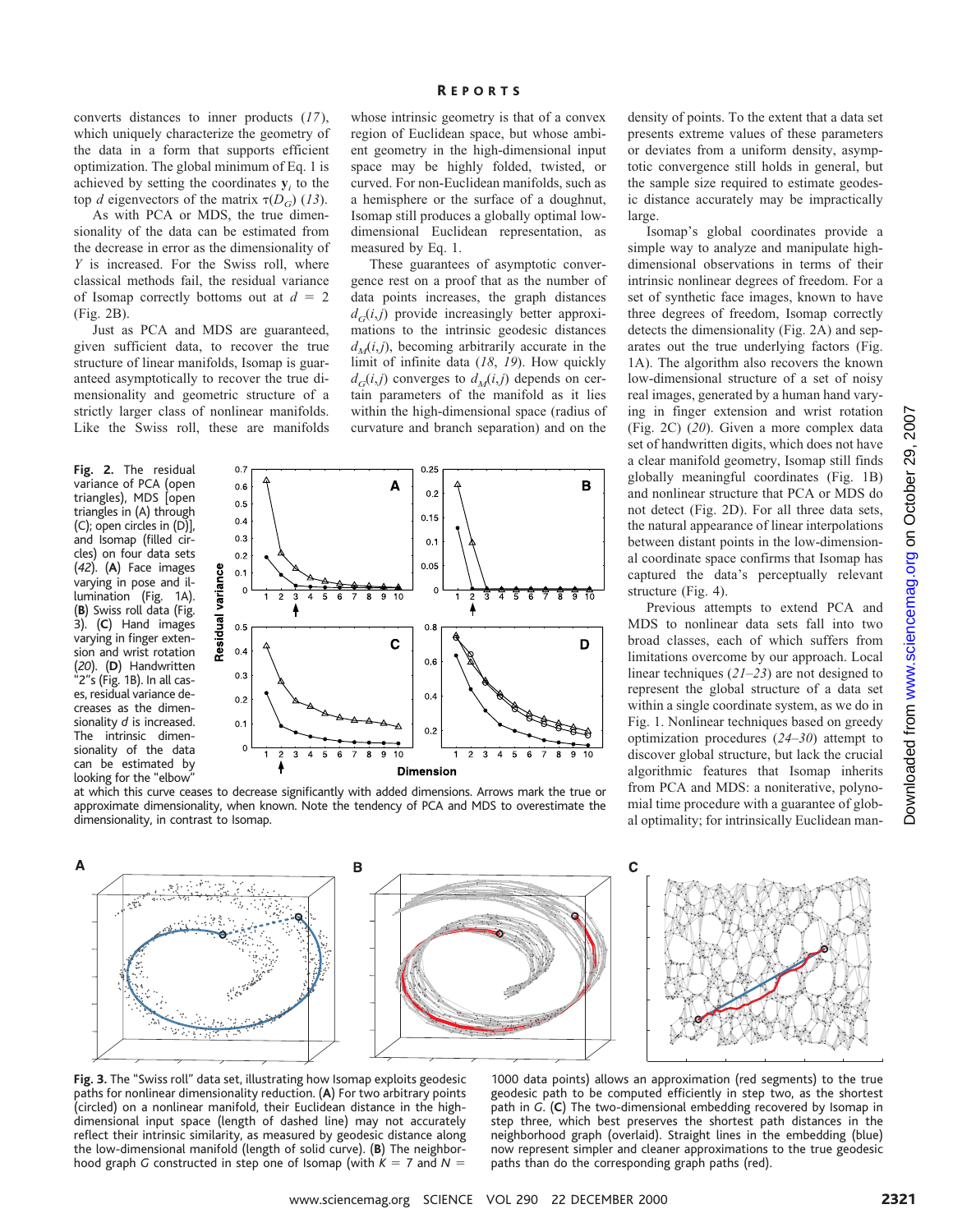converts distances to inner products (*17*), which uniquely characterize the geometry of the data in a form that supports efficient optimization. The global minimum of Eq. 1 is achieved by setting the coordinates $\mathbf{y}_i$ to the top $d$ eigenvectors of the matrix $\tau(D_G)$ (*13*).

As with PCA or MDS, the true dimensionality of the data can be estimated from the decrease in error as the dimensionality of $Y$ is increased. For the Swiss roll, where classical methods fail, the residual variance of Isomap correctly bottoms out at $d = 2$ (Fig. 2B).

Just as PCA and MDS are guaranteed, given sufficient data, to recover the true structure of linear manifolds, Isomap is guaranteed asymptotically to recover the true dimensionality and geometric structure of a strictly larger class of nonlinear manifolds. Like the Swiss roll, these are manifolds whose intrinsic geometry is that of a convex region of Euclidean space, but whose ambient geometry in the high-dimensional input space may be highly folded, twisted, or curved. For non-Euclidean manifolds, such as a hemisphere or the surface of a doughnut, Isomap still produces a globally optimal low-dimensional Euclidean representation, as measured by Eq. 1.

These guarantees of asymptotic convergence rest on a proof that as the number of data points increases, the graph distances $d_G(i,j)$ provide increasingly better approximations to the intrinsic geodesic distances $d_M(i,j)$, becoming arbitrarily accurate in the limit of infinite data (*18*, *19*). How quickly $d_G(i,j)$ converges to $d_M(i,j)$ depends on certain parameters of the manifold as it lies within the high-dimensional space (radius of curvature and branch separation) and on the density of points. To the extent that a data set presents extreme values of these parameters or deviates from a uniform density, asymptotic convergence still holds in general, but the sample size required to estimate geodesic distance accurately may be impractically large.

Isomap's global coordinates provide a simple way to analyze and manipulate high-dimensional observations in terms of their intrinsic nonlinear degrees of freedom. For a set of synthetic face images, known to have three degrees of freedom, Isomap correctly detects the dimensionality (Fig. 2A) and separates out the true underlying factors (Fig. 1A). The algorithm also recovers the known low-dimensional structure of a set of noisy real images, generated by a human hand varying in finger extension and wrist rotation (Fig. 2C) (*20*). Given a more complex data set of handwritten digits, which does not have a clear manifold geometry, Isomap still finds globally meaningful coordinates (Fig. 1B) and nonlinear structure that PCA or MDS do not detect (Fig. 2D). For all three data sets, the natural appearance of linear interpolations between distant points in the low-dimensional coordinate space confirms that Isomap has captured the data's perceptually relevant structure (Fig. 4).

Previous attempts to extend PCA and MDS to nonlinear data sets fall into two broad classes, each of which suffers from limitations overcome by our approach. Local linear techniques (*21–23*) are not designed to represent the global structure of a data set within a single coordinate system, as we do in Fig. 1. Nonlinear techniques based on greedy optimization procedures (*24–30*) attempt to discover global structure, but lack the crucial algorithmic features that Isomap inherits from PCA and MDS: a noniterative, polynomial time procedure with a guarantee of global optimality; for intrinsically Euclidean man-

**Fig. 2.** The residual variance of PCA (open triangles), MDS [open triangles in (A) through (C); open circles in (D)], and Isomap (filled circles) on four data sets (*42*). (**A**) Face images varying in pose and illumination (Fig. 1A). (**B**) Swiss roll data (Fig. 3). (**C**) Hand images varying in finger extension and wrist rotation (*20*). (**D**) Handwritten "2"s (Fig. 1B). In all cases, residual variance decreases as the dimensionality $d$ is increased. The intrinsic dimensionality of the data can be estimated by looking for the "elbow" at which this curve ceases to decrease significantly with added dimensions. Arrows mark the true or approximate dimensionality, when known. Note the tendency of PCA and MDS to overestimate the dimensionality, in contrast to Isomap.

**Fig. 3.** The "Swiss roll" data set, illustrating how Isomap exploits geodesic paths for nonlinear dimensionality reduction. (**A**) For two arbitrary points (circled) on a nonlinear manifold, their Euclidean distance in the high-dimensional input space (length of dashed line) may not accurately reflect their intrinsic similarity, as measured by geodesic distance along the low-dimensional manifold (length of solid curve). (**B**) The neighborhood graph $G$ constructed in step one of Isomap (with $K = 7$ and $N = 1000$ data points) allows an approximation (red segments) to the true geodesic path to be computed efficiently in step two, as the shortest path in $G$. (**C**) The two-dimensional embedding recovered by Isomap in step three, which best preserves the shortest path distances in the neighborhood graph (overlaid). Straight lines in the embedding (blue) now represent simpler and cleaner approximations to the true geodesic paths than do the corresponding graph paths (red).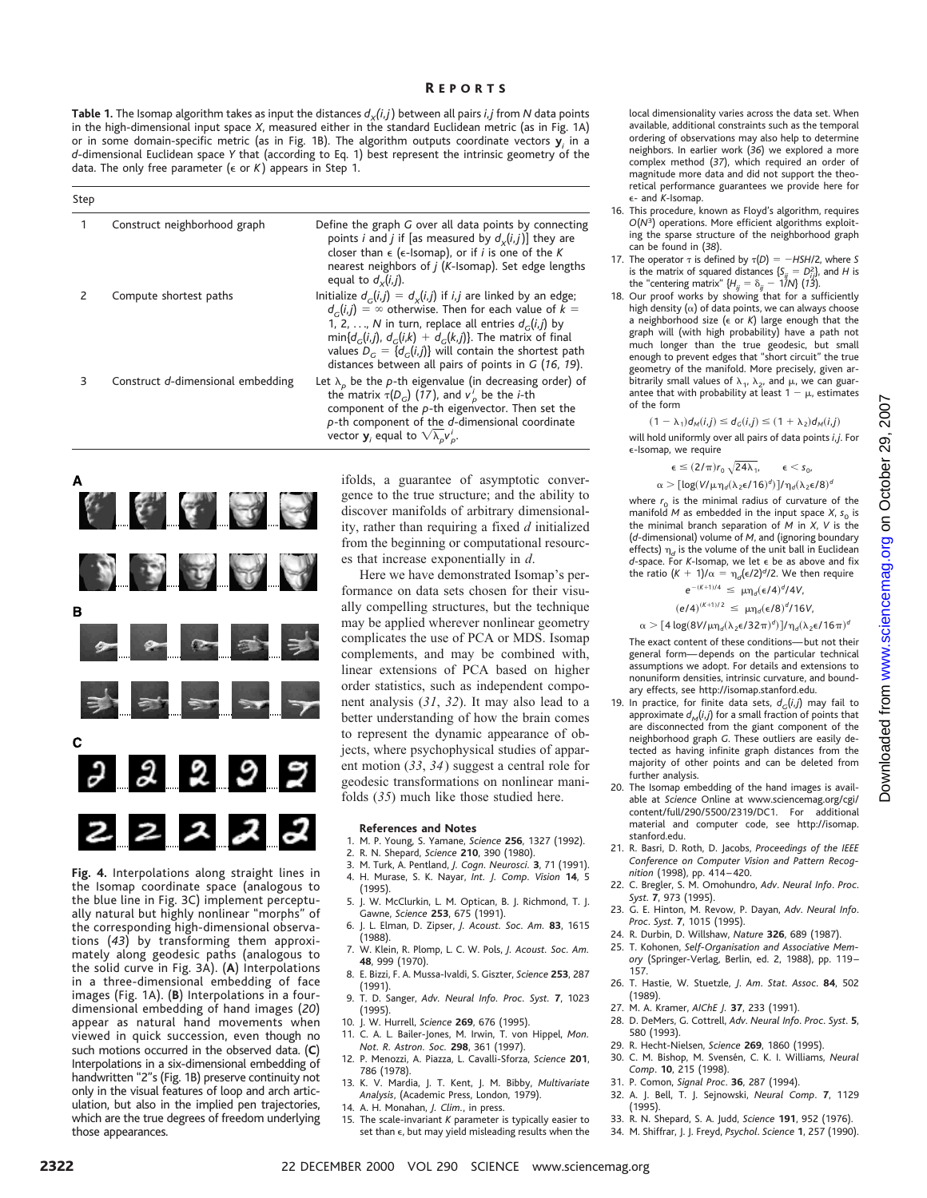**Table 1.** The Isomap algorithm takes as input the distances $d_X(i,j)$ between all pairs $i,j$ from $N$ data points in the high-dimensional input space $X$, measured either in the standard Euclidean metric (as in Fig. 1A) or in some domain-specific metric (as in Fig. 1B). The algorithm outputs coordinate vectors $\mathbf{y}_i$ in a $d$-dimensional Euclidean space $Y$ that (according to Eq. 1) best represent the intrinsic geometry of the data. The only free parameter ($\epsilon$ or $K$) appears in Step 1.

| Step | | |
|---|---|---|
| 1 | Construct neighborhood graph | Define the graph $G$ over all data points by connecting points $i$ and $j$ if [as measured by $d_X(i,j)$] they are closer than $\epsilon$ ($\epsilon$-Isomap), or if $i$ is one of the $K$ nearest neighbors of $j$ ($K$-Isomap). Set edge lengths equal to $d_X(i,j)$. |
| 2 | Compute shortest paths | Initialize $d_G(i,j) = d_X(i,j)$ if $i,j$ are linked by an edge; $d_G(i,j) = \infty$ otherwise. Then for each value of $k = 1, 2, \ldots, N$ in turn, replace all entries $d_G(i,j)$ by $\min\{d_G(i,j), d_G(i,k) + d_G(k,j)\}$. The matrix of final values $D_G = \{d_G(i,j)\}$ will contain the shortest path distances between all pairs of points in $G$ (16, 19). |
| 3 | Construct $d$-dimensional embedding | Let $\lambda_p$ be the $p$-th eigenvalue (in decreasing order) of the matrix $\tau(D_G)$ (17), and $v_p^i$ be the $i$-th component of the $p$-th eigenvector. Then set the $p$-th component of the $d$-dimensional coordinate vector $\mathbf{y}_i$ equal to $\sqrt{\lambda_p} v_p^i$. |

**Fig. 4.** Interpolations along straight lines in the Isomap coordinate space (analogous to the blue line in Fig. 3C) implement perceptually natural but highly nonlinear "morphs" of the corresponding high-dimensional observations (43) by transforming them approximately along geodesic paths (analogous to the solid curve in Fig. 3A). (**A**) Interpolations in a three-dimensional embedding of face images (Fig. 1A). (**B**) Interpolations in a four-dimensional embedding of hand images (20) appear as natural hand movements when viewed in quick succession, even though no such motions occurred in the observed data. (**C**) Interpolations in a six-dimensional embedding of handwritten "2"s (Fig. 1B) preserve continuity not only in the visual features of loop and arch articulation, but also in the implied pen trajectories, which are the true degrees of freedom underlying those appearances.

ifolds, a guarantee of asymptotic convergence to the true structure; and the ability to discover manifolds of arbitrary dimensionality, rather than requiring a fixed $d$ initialized from the beginning or computational resources that increase exponentially in $d$.

Here we have demonstrated Isomap's performance on data sets chosen for their visually compelling structures, but the technique may be applied wherever nonlinear geometry complicates the use of PCA or MDS. Isomap complements, and may be combined with, linear extensions of PCA based on higher order statistics, such as independent component analysis (31, 32). It may also lead to a better understanding of how the brain comes to represent the dynamic appearance of objects, where psychophysical studies of apparent motion (33, 34) suggest a central role for geodesic transformations on nonlinear manifolds (35) much like those studied here.

### References and Notes

1. M. P. Young, S. Yamane, *Science* **256**, 1327 (1992).
2. R. N. Shepard, *Science* **210**, 390 (1980).
3. M. Turk, A. Pentland, *J. Cogn. Neurosci.* **3**, 71 (1991).
4. H. Murase, S. K. Nayar, *Int. J. Comp. Vision* **14**, 5 (1995).
5. J. W. McClurkin, L. M. Optican, B. J. Richmond, T. J. Gawne, *Science* **253**, 675 (1991).
6. J. L. Elman, D. Zipser, *J. Acoust. Soc. Am.* **83**, 1615 (1988).
7. W. Klein, R. Plomp, L. C. W. Pols, *J. Acoust. Soc. Am.* **48**, 999 (1970).
8. E. Bizzi, F. A. Mussa-Ivaldi, S. Giszter, *Science* **253**, 287 (1991).
9. T. D. Sanger, *Adv. Neural Info. Proc. Syst.* **7**, 1023 (1995).
10. J. W. Hurrell, *Science* **269**, 676 (1995).
11. C. A. L. Bailer-Jones, M. Irwin, T. von Hippel, *Mon. Not. R. Astron. Soc.* **298**, 361 (1997).
12. P. Menozzi, A. Piazza, L. Cavalli-Sforza, *Science* **201**, 786 (1978).
13. K. V. Mardia, J. T. Kent, J. M. Bibby, *Multivariate Analysis*, (Academic Press, London, 1979).
14. A. H. Monahan, *J. Clim.*, in press.
15. The scale-invariant $K$ parameter is typically easier to set than $\epsilon$, but may yield misleading results when the local dimensionality varies across the data set. When available, additional constraints such as the temporal ordering of observations may also help to determine neighbors. In earlier work (36) we explored a more complex method (37), which required an order of magnitude more data and did not support the theoretical performance guarantees we provide here for $\epsilon$- and $K$-Isomap.
16. This procedure, known as Floyd's algorithm, requires $O(N^3)$ operations. More efficient algorithms exploiting the sparse structure of the neighborhood graph can be found in (38).
17. The operator $\tau$ is defined by $\tau(D) = -HSH/2$, where $S$ is the matrix of squared distances $\{S_{ij} = D_{ij}^2\}$, and $H$ is the "centering matrix" $\{H_{ij} = \delta_{ij} - 1/N\}$ (13).
18. Our proof works by showing that for a sufficiently high density ($\alpha$) of data points, we can always choose a neighborhood size ($\epsilon$ or $K$) large enough that the graph will (with high probability) have a path not much longer than the true geodesic, but small enough to prevent edges that "short circuit" the true geometry of the manifold. More precisely, given arbitrarily small values of $\lambda_1$, $\lambda_2$, and $\mu$, we can guarantee that with probability at least $1 - \mu$, estimates of the form
$$(1 - \lambda_1) d_M(i,j) \leq d_G(i,j) \leq (1 + \lambda_2) d_M(i,j)$$
will hold uniformly over all pairs of data points $i,j$. For $\epsilon$-Isomap, we require
$$\epsilon \leq (2/\pi) r_0 \sqrt{24\lambda_1}, \qquad \epsilon < s_0,$$
$$\alpha > [\log(V/\mu\eta_d(\lambda_2\epsilon/16)^d)]/\eta_d(\lambda_2\epsilon/8)^d$$
where $r_0$ is the minimal radius of curvature of the manifold $M$ as embedded in the input space $X$, $s_0$ is the minimal branch separation of $M$ in $X$, $V$ is the ($d$-dimensional) volume of $M$, and (ignoring boundary effects) $\eta_d$ is the volume of the unit ball in Euclidean $d$-space. For $K$-Isomap, we let $\epsilon$ be as above and fix the ratio $(K + 1)/\alpha = \eta_d(\epsilon/2)^d/2$. We then require
$$e^{-(K+1)/4} \leq \mu\eta_d(\epsilon/4)^d/4V,$$
$$(e/4)^{(K+1)/2} \leq \mu\eta_d(\epsilon/8)^d/16V,$$
$$\alpha > [4\log(8V/\mu\eta_d(\lambda_2\epsilon/32\pi)^d)]/\eta_d(\lambda_2\epsilon/16\pi)^d$$
The exact content of these conditions—but not their general form—depends on the particular technical assumptions we adopt. For details and extensions to nonuniform densities, intrinsic curvature, and boundary effects, see http://isomap.stanford.edu.
19. In practice, for finite data sets, $d_G(i,j)$ may fail to approximate $d_M(i,j)$ for a small fraction of points that are disconnected from the giant component of the neighborhood graph $G$. These outliers are easily detected as having infinite graph distances from the majority of other points and can be deleted from further analysis.
20. The Isomap embedding of the hand images is available at *Science* Online at www.sciencemag.org/cgi/content/full/290/5500/2319/DC1. For additional material and computer code, see http://isomap.stanford.edu.
21. R. Basri, D. Roth, D. Jacobs, *Proceedings of the IEEE Conference on Computer Vision and Pattern Recognition* (1998), pp. 414–420.
22. C. Bregler, S. M. Omohundro, *Adv. Neural Info. Proc. Syst.* **7**, 973 (1995).
23. G. E. Hinton, M. Revow, P. Dayan, *Adv. Neural Info. Proc. Syst.* **7**, 1015 (1995).
24. R. Durbin, D. Willshaw, *Nature* **326**, 689 (1987).
25. T. Kohonen, *Self-Organisation and Associative Memory* (Springer-Verlag, Berlin, ed. 2, 1988), pp. 119–157.
26. T. Hastie, W. Stuetzle, *J. Am. Stat. Assoc.* **84**, 502 (1989).
27. M. A. Kramer, *AIChE J.* **37**, 233 (1991).
28. D. DeMers, G. Cottrell, *Adv. Neural Info. Proc. Syst.* **5**, 580 (1993).
29. R. Hecht-Nielsen, *Science* **269**, 1860 (1995).
30. C. M. Bishop, M. Svensén, C. K. I. Williams, *Neural Comp.* **10**, 215 (1998).
31. P. Comon, *Signal Proc.* **36**, 287 (1994).
32. A. J. Bell, T. J. Sejnowski, *Neural Comp.* **7**, 1129 (1995).
33. R. N. Shepard, S. A. Judd, *Science* **191**, 952 (1976).
34. M. Shiffrar, J. J. Freyd, *Psychol. Science* **1**, 257 (1990).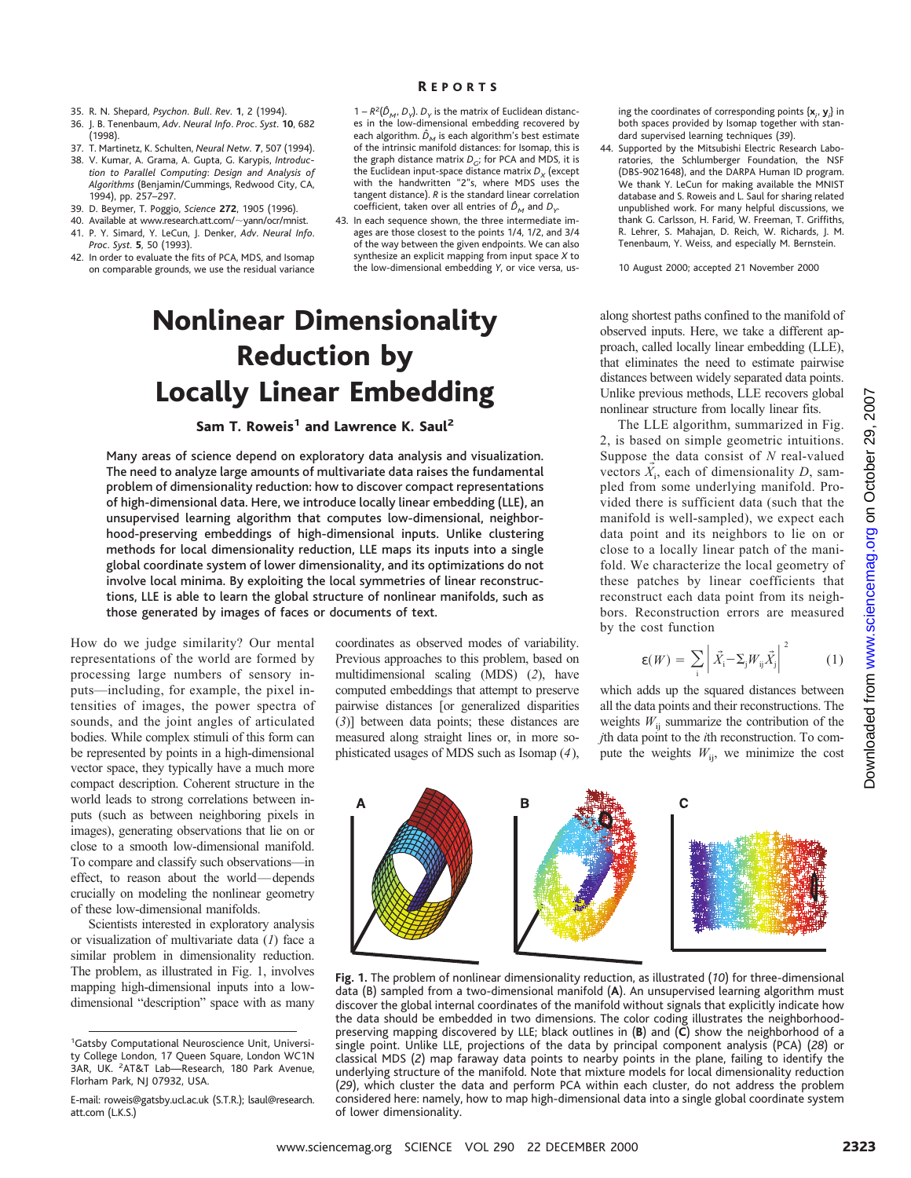35. R. N. Shepard, *Psychon. Bull. Rev.* **1**, 2 (1994).
36. J. B. Tenenbaum, *Adv. Neural Info. Proc. Syst.* **10**, 682 (1998).
37. T. Martinetz, K. Schulten, *Neural Netw.* **7**, 507 (1994).
38. V. Kumar, A. Grama, A. Gupta, G. Karypis, *Introduction to Parallel Computing: Design and Analysis of Algorithms* (Benjamin/Cummings, Redwood City, CA, 1994), pp. 257–297.
39. D. Beymer, T. Poggio, *Science* **272**, 1905 (1996).
40. Available at www.research.att.com/~yann/ocr/mnist.
41. P. Y. Simard, Y. LeCun, J. Denker, *Adv. Neural Info. Proc. Syst.* **5**, 50 (1993).
42. In order to evaluate the fits of PCA, MDS, and Isomap on comparable grounds, we use the residual variance $1 - R^2(\hat{D}_M, D_Y)$. $D_Y$ is the matrix of Euclidean distances in the low-dimensional embedding recovered by each algorithm. $\hat{D}_M$ is each algorithm's best estimate of the intrinsic manifold distances: for Isomap, this is the graph distance matrix $D_G$; for PCA and MDS, it is the Euclidean input-space distance matrix $D_X$ (except with the handwritten "2"s, where MDS uses the tangent distance). $R$ is the standard linear correlation coefficient, taken over all entries of $\hat{D}_M$ and $D_Y$.
43. In each sequence shown, the three intermediate images are those closest to the points 1/4, 1/2, and 3/4 of the way between the given endpoints. We can also synthesize an explicit mapping from input space $X$ to the low-dimensional embedding $Y$, or vice versa, using the coordinates of corresponding points $\{\mathbf{x}_i, \mathbf{y}_i\}$ in both spaces provided by Isomap together with standard supervised learning techniques (*39*).
44. Supported by the Mitsubishi Electric Research Laboratories, the Schlumberger Foundation, the NSF (DBS-9021648), and the DARPA Human ID program. We thank Y. LeCun for making available the MNIST database and S. Roweis and L. Saul for sharing related unpublished work. For many helpful discussions, we thank G. Carlsson, H. Farid, W. Freeman, T. Griffiths, R. Lehrer, S. Mahajan, D. Reich, W. Richards, J. M. Tenenbaum, Y. Weiss, and especially M. Bernstein.

10 August 2000; accepted 21 November 2000

# Nonlinear Dimensionality Reduction by Locally Linear Embedding

**Sam T. Roweis[1] and Lawrence K. Saul[2]**

**Many areas of science depend on exploratory data analysis and visualization. The need to analyze large amounts of multivariate data raises the fundamental problem of dimensionality reduction: how to discover compact representations of high-dimensional data. Here, we introduce locally linear embedding (LLE), an unsupervised learning algorithm that computes low-dimensional, neighborhood-preserving embeddings of high-dimensional inputs. Unlike clustering methods for local dimensionality reduction, LLE maps its inputs into a single global coordinate system of lower dimensionality, and its optimizations do not involve local minima. By exploiting the local symmetries of linear reconstructions, LLE is able to learn the global structure of nonlinear manifolds, such as those generated by images of faces or documents of text.**

How do we judge similarity? Our mental representations of the world are formed by processing large numbers of sensory inputs—including, for example, the pixel intensities of images, the power spectra of sounds, and the joint angles of articulated bodies. While complex stimuli of this form can be represented by points in a high-dimensional vector space, they typically have a much more compact description. Coherent structure in the world leads to strong correlations between inputs (such as between neighboring pixels in images), generating observations that lie on or close to a smooth low-dimensional manifold. To compare and classify such observations—in effect, to reason about the world—depends crucially on modeling the nonlinear geometry of these low-dimensional manifolds.

Scientists interested in exploratory analysis or visualization of multivariate data (*1*) face a similar problem in dimensionality reduction. The problem, as illustrated in Fig. 1, involves mapping high-dimensional inputs into a low-dimensional "description" space with as many coordinates as observed modes of variability. Previous approaches to this problem, based on multidimensional scaling (MDS) (*2*), have computed embeddings that attempt to preserve pairwise distances [or generalized disparities (*3*)] between data points; these distances are measured along straight lines or, in more sophisticated usages of MDS such as Isomap (*4*), along shortest paths confined to the manifold of observed inputs. Here, we take a different approach, called locally linear embedding (LLE), that eliminates the need to estimate pairwise distances between widely separated data points. Unlike previous methods, LLE recovers global nonlinear structure from locally linear fits.

The LLE algorithm, summarized in Fig. 2, is based on simple geometric intuitions. Suppose the data consist of $N$ real-valued vectors $\vec{X}_i$, each of dimensionality $D$, sampled from some underlying manifold. Provided there is sufficient data (such that the manifold is well-sampled), we expect each data point and its neighbors to lie on or close to a locally linear patch of the manifold. We characterize the local geometry of these patches by linear coefficients that reconstruct each data point from its neighbors. Reconstruction errors are measured by the cost function

$$\varepsilon(W) = \sum_i \left| \vec{X}_i - \Sigma_j W_{ij} \vec{X}_j \right|^2 \tag{1}$$

which adds up the squared distances between all the data points and their reconstructions. The weights $W_{ij}$ summarize the contribution of the $j$th data point to the $i$th reconstruction. To compute the weights $W_{ij}$, we minimize the cost

A

B

C

**Fig. 1.** The problem of nonlinear dimensionality reduction, as illustrated (*10*) for three-dimensional data (B) sampled from a two-dimensional manifold (**A**). An unsupervised learning algorithm must discover the global internal coordinates of the manifold without signals that explicitly indicate how the data should be embedded in two dimensions. The color coding illustrates the neighborhood-preserving mapping discovered by LLE; black outlines in (**B**) and (**C**) show the neighborhood of a single point. Unlike LLE, projections of the data by principal component analysis (PCA) (*28*) or classical MDS (*2*) map faraway data points to nearby points in the plane, failing to identify the underlying structure of the manifold. Note that mixture models for local dimensionality reduction (*29*), which cluster the data and perform PCA within each cluster, do not address the problem considered here: namely, how to map high-dimensional data into a single global coordinate system of lower dimensionality.

[1]Gatsby Computational Neuroscience Unit, University College London, 17 Queen Square, London WC1N 3AR, UK. [2]AT&T Lab—Research, 180 Park Avenue, Florham Park, NJ 07932, USA.

E-mail: roweis@gatsby.ucl.ac.uk (S.T.R.); lsaul@research.att.com (L.K.S.)